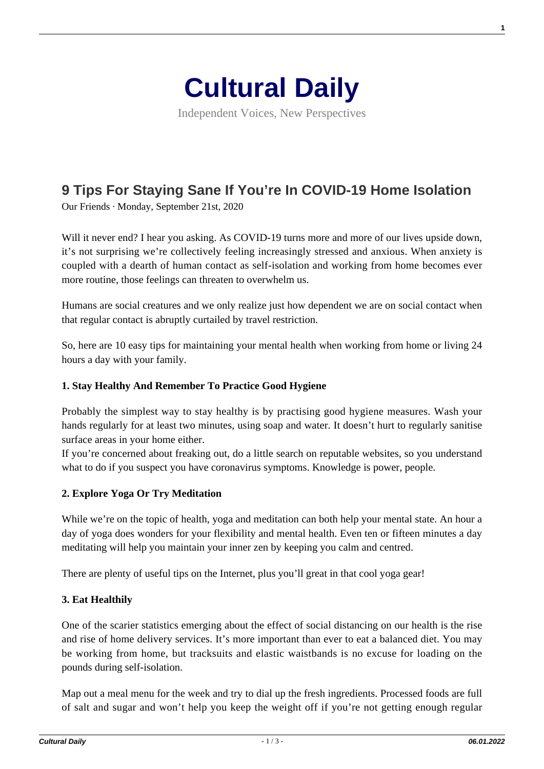# Cultural Daily

Independent Voices, New Perspectives

## 9 Tips For Staying Sane If You're In COVID-19 Home Isolation

Our Friends · Monday, September 21st, 2020

Will it never end? I hear you asking. As COVID-19 turns more and more of our lives upside down, it's not surprising we're collectively feeling increasingly stressed and anxious. When anxiety is coupled with a dearth of human contact as self-isolation and working from home becomes ever more routine, those feelings can threaten to overwhelm us.

Humans are social creatures and we only realize just how dependent we are on social contact when that regular contact is abruptly curtailed by travel restriction.

So, here are 10 easy tips for maintaining your mental health when working from home or living 24 hours a day with your family.

**1. Stay Healthy And Remember To Practice Good Hygiene**

Probably the simplest way to stay healthy is by practising good hygiene measures. Wash your hands regularly for at least two minutes, using soap and water. It doesn't hurt to regularly sanitise surface areas in your home either.
If you're concerned about freaking out, do a little search on reputable websites, so you understand what to do if you suspect you have coronavirus symptoms. Knowledge is power, people.

**2. Explore Yoga Or Try Meditation**

While we're on the topic of health, yoga and meditation can both help your mental state. An hour a day of yoga does wonders for your flexibility and mental health. Even ten or fifteen minutes a day meditating will help you maintain your inner zen by keeping you calm and centred.

There are plenty of useful tips on the Internet, plus you'll great in that cool yoga gear!

**3. Eat Healthily**

One of the scarier statistics emerging about the effect of social distancing on our health is the rise and rise of home delivery services. It's more important than ever to eat a balanced diet. You may be working from home, but tracksuits and elastic waistbands is no excuse for loading on the pounds during self-isolation.

Map out a meal menu for the week and try to dial up the fresh ingredients. Processed foods are full of salt and sugar and won't help you keep the weight off if you're not getting enough regular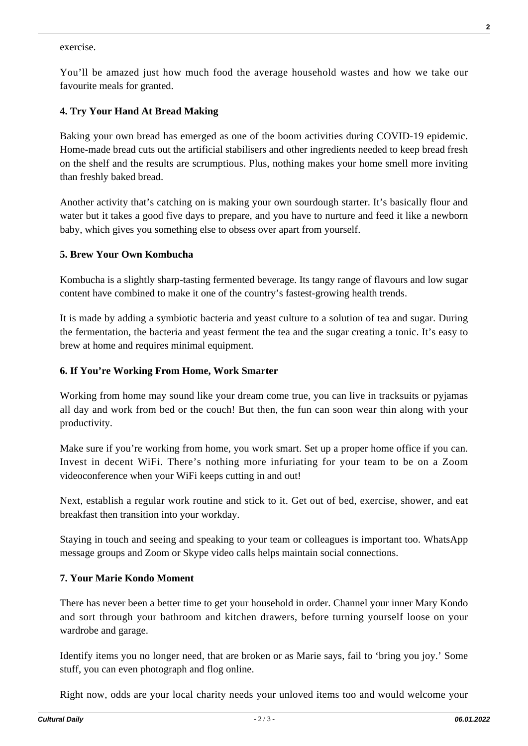exercise.

You'll be amazed just how much food the average household wastes and how we take our favourite meals for granted.

**4. Try Your Hand At Bread Making**

Baking your own bread has emerged as one of the boom activities during COVID-19 epidemic. Home-made bread cuts out the artificial stabilisers and other ingredients needed to keep bread fresh on the shelf and the results are scrumptious. Plus, nothing makes your home smell more inviting than freshly baked bread.

Another activity that's catching on is making your own sourdough starter. It's basically flour and water but it takes a good five days to prepare, and you have to nurture and feed it like a newborn baby, which gives you something else to obsess over apart from yourself.

**5. Brew Your Own Kombucha**

Kombucha is a slightly sharp-tasting fermented beverage. Its tangy range of flavours and low sugar content have combined to make it one of the country's fastest-growing health trends.

It is made by adding a symbiotic bacteria and yeast culture to a solution of tea and sugar. During the fermentation, the bacteria and yeast ferment the tea and the sugar creating a tonic. It's easy to brew at home and requires minimal equipment.

**6. If You're Working From Home, Work Smarter**

Working from home may sound like your dream come true, you can live in tracksuits or pyjamas all day and work from bed or the couch! But then, the fun can soon wear thin along with your productivity.

Make sure if you're working from home, you work smart. Set up a proper home office if you can. Invest in decent WiFi. There's nothing more infuriating for your team to be on a Zoom videoconference when your WiFi keeps cutting in and out!

Next, establish a regular work routine and stick to it. Get out of bed, exercise, shower, and eat breakfast then transition into your workday.

Staying in touch and seeing and speaking to your team or colleagues is important too. WhatsApp message groups and Zoom or Skype video calls helps maintain social connections.

**7. Your Marie Kondo Moment**

There has never been a better time to get your household in order. Channel your inner Mary Kondo and sort through your bathroom and kitchen drawers, before turning yourself loose on your wardrobe and garage.

Identify items you no longer need, that are broken or as Marie says, fail to 'bring you joy.' Some stuff, you can even photograph and flog online.

Right now, odds are your local charity needs your unloved items too and would welcome your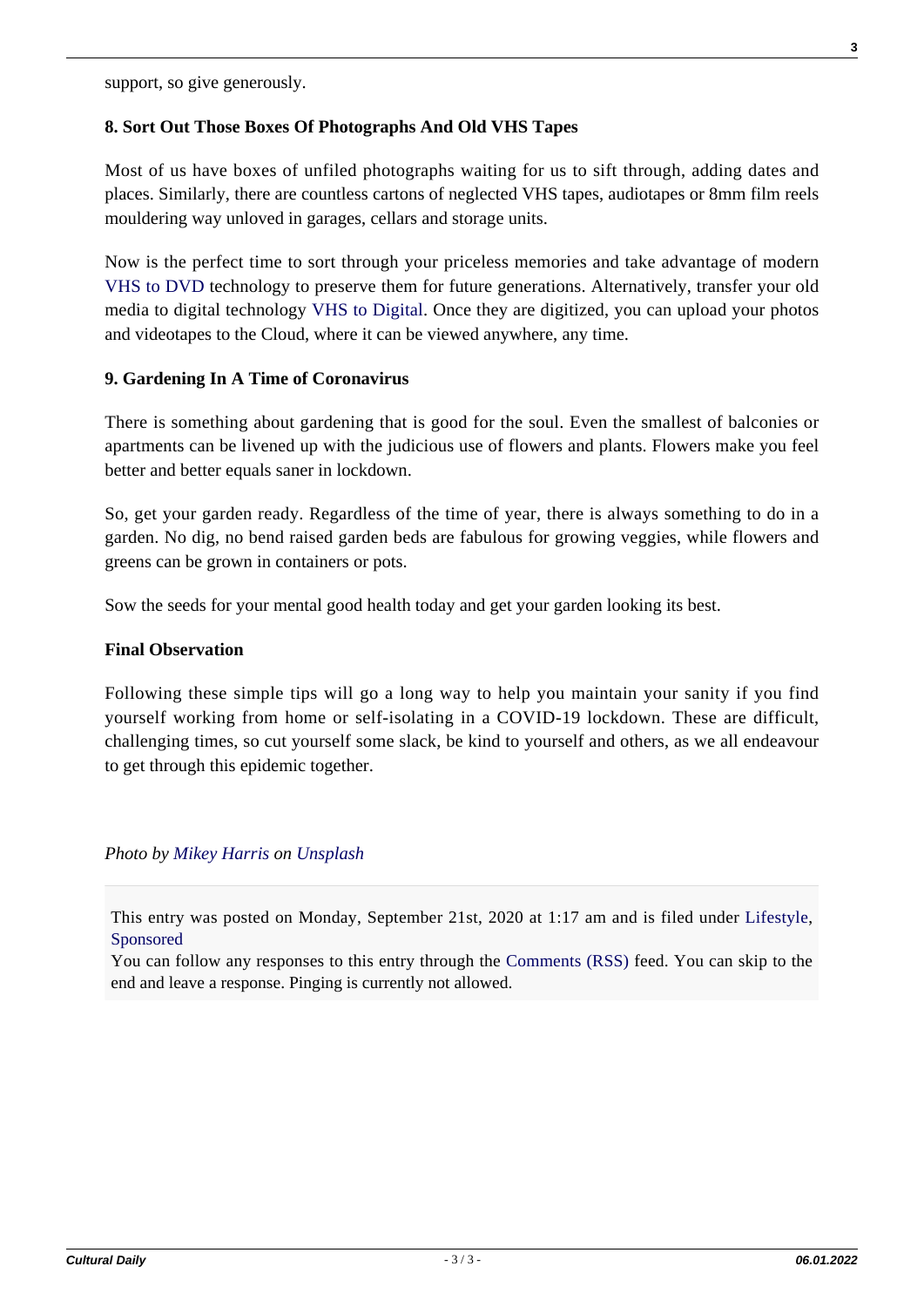support, so give generously.

**8. Sort Out Those Boxes Of Photographs And Old VHS Tapes**

Most of us have boxes of unfiled photographs waiting for us to sift through, adding dates and places. Similarly, there are countless cartons of neglected VHS tapes, audiotapes or 8mm film reels mouldering way unloved in garages, cellars and storage units.

Now is the perfect time to sort through your priceless memories and take advantage of modern VHS to DVD technology to preserve them for future generations. Alternatively, transfer your old media to digital technology VHS to Digital. Once they are digitized, you can upload your photos and videotapes to the Cloud, where it can be viewed anywhere, any time.

**9. Gardening In A Time of Coronavirus**

There is something about gardening that is good for the soul. Even the smallest of balconies or apartments can be livened up with the judicious use of flowers and plants. Flowers make you feel better and better equals saner in lockdown.

So, get your garden ready. Regardless of the time of year, there is always something to do in a garden. No dig, no bend raised garden beds are fabulous for growing veggies, while flowers and greens can be grown in containers or pots.

Sow the seeds for your mental good health today and get your garden looking its best.

**Final Observation**

Following these simple tips will go a long way to help you maintain your sanity if you find yourself working from home or self-isolating in a COVID-19 lockdown. These are difficult, challenging times, so cut yourself some slack, be kind to yourself and others, as we all endeavour to get through this epidemic together.

*Photo by Mikey Harris on Unsplash*

This entry was posted on Monday, September 21st, 2020 at 1:17 am and is filed under Lifestyle, Sponsored
You can follow any responses to this entry through the Comments (RSS) feed. You can skip to the end and leave a response. Pinging is currently not allowed.